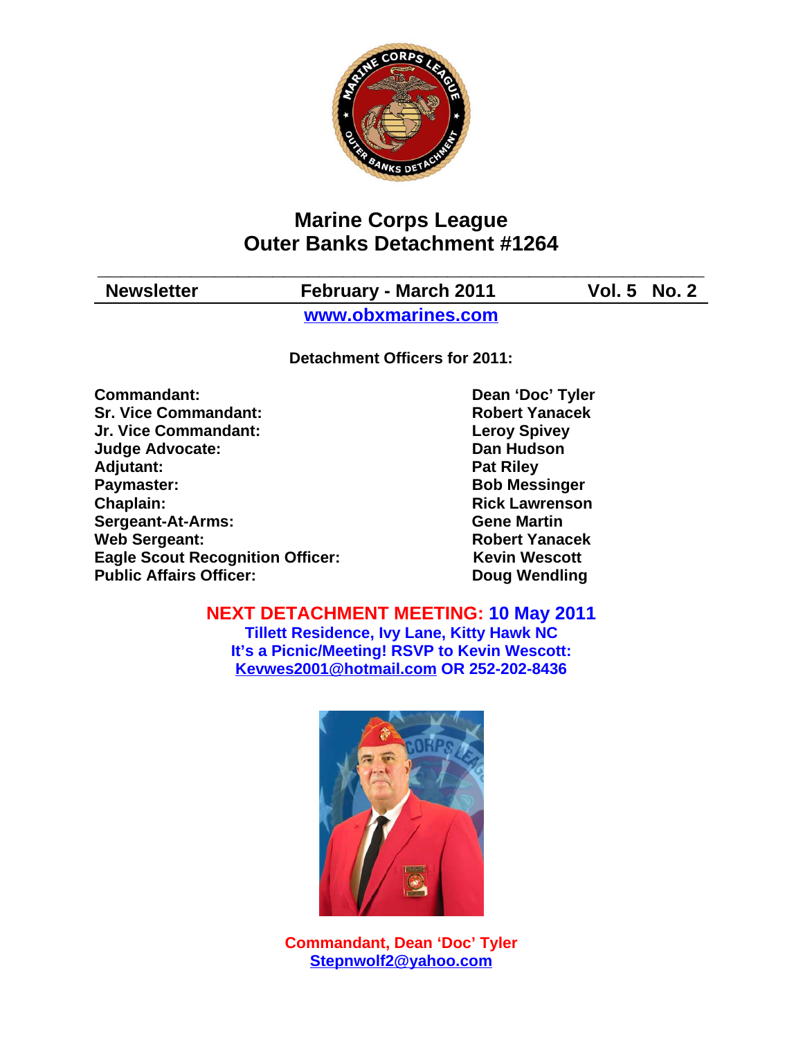# Marine Corps League
# Outer Banks Detachment #1264

| Newsletter | February - March 2011 | Vol. 5 No. 2 |
|---|---|---|

**www.obxmarines.com**

**Detachment Officers for 2011:**

| | |
|---|---|
| **Commandant:** | **Dean 'Doc' Tyler** |
| **Sr. Vice Commandant:** | **Robert Yanacek** |
| **Jr. Vice Commandant:** | **Leroy Spivey** |
| **Judge Advocate:** | **Dan Hudson** |
| **Adjutant:** | **Pat Riley** |
| **Paymaster:** | **Bob Messinger** |
| **Chaplain:** | **Rick Lawrenson** |
| **Sergeant-At-Arms:** | **Gene Martin** |
| **Web Sergeant:** | **Robert Yanacek** |
| **Eagle Scout Recognition Officer:** | **Kevin Wescott** |
| **Public Affairs Officer:** | **Doug Wendling** |

**NEXT DETACHMENT MEETING: 10 May 2011**
**Tillett Residence, Ivy Lane, Kitty Hawk NC**
**It's a Picnic/Meeting! RSVP to Kevin Wescott:**
**Kevwes2001@hotmail.com OR 252-202-8436**

**Commandant, Dean 'Doc' Tyler**
**Stepnwolf2@yahoo.com**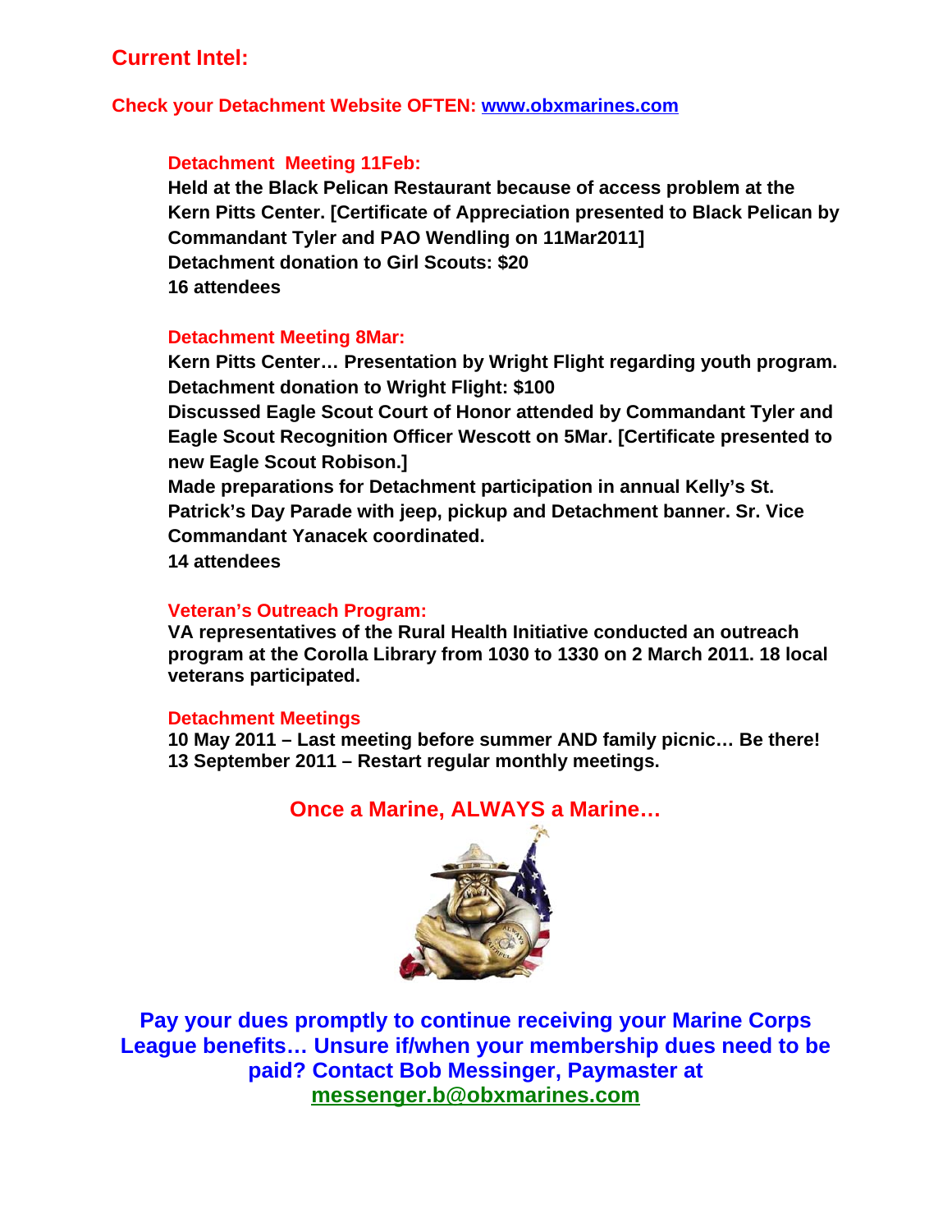## Current Intel:

**Check your Detachment Website OFTEN: www.obxmarines.com**

### Detachment Meeting 11Feb:

**Held at the Black Pelican Restaurant because of access problem at the Kern Pitts Center. [Certificate of Appreciation presented to Black Pelican by Commandant Tyler and PAO Wendling on 11Mar2011]**
**Detachment donation to Girl Scouts: $20**
**16 attendees**

### Detachment Meeting 8Mar:

**Kern Pitts Center… Presentation by Wright Flight regarding youth program.**
**Detachment donation to Wright Flight: $100**
**Discussed Eagle Scout Court of Honor attended by Commandant Tyler and Eagle Scout Recognition Officer Wescott on 5Mar. [Certificate presented to new Eagle Scout Robison.]**
**Made preparations for Detachment participation in annual Kelly's St. Patrick's Day Parade with jeep, pickup and Detachment banner. Sr. Vice Commandant Yanacek coordinated.**
**14 attendees**

### Veteran's Outreach Program:

**VA representatives of the Rural Health Initiative conducted an outreach program at the Corolla Library from 1030 to 1330 on 2 March 2011. 18 local veterans participated.**

### Detachment Meetings

**10 May 2011 – Last meeting before summer AND family picnic… Be there!**
**13 September 2011 – Restart regular monthly meetings.**

**Once a Marine, ALWAYS a Marine…**

**Pay your dues promptly to continue receiving your Marine Corps League benefits… Unsure if/when your membership dues need to be paid? Contact Bob Messinger, Paymaster at messenger.b@obxmarines.com**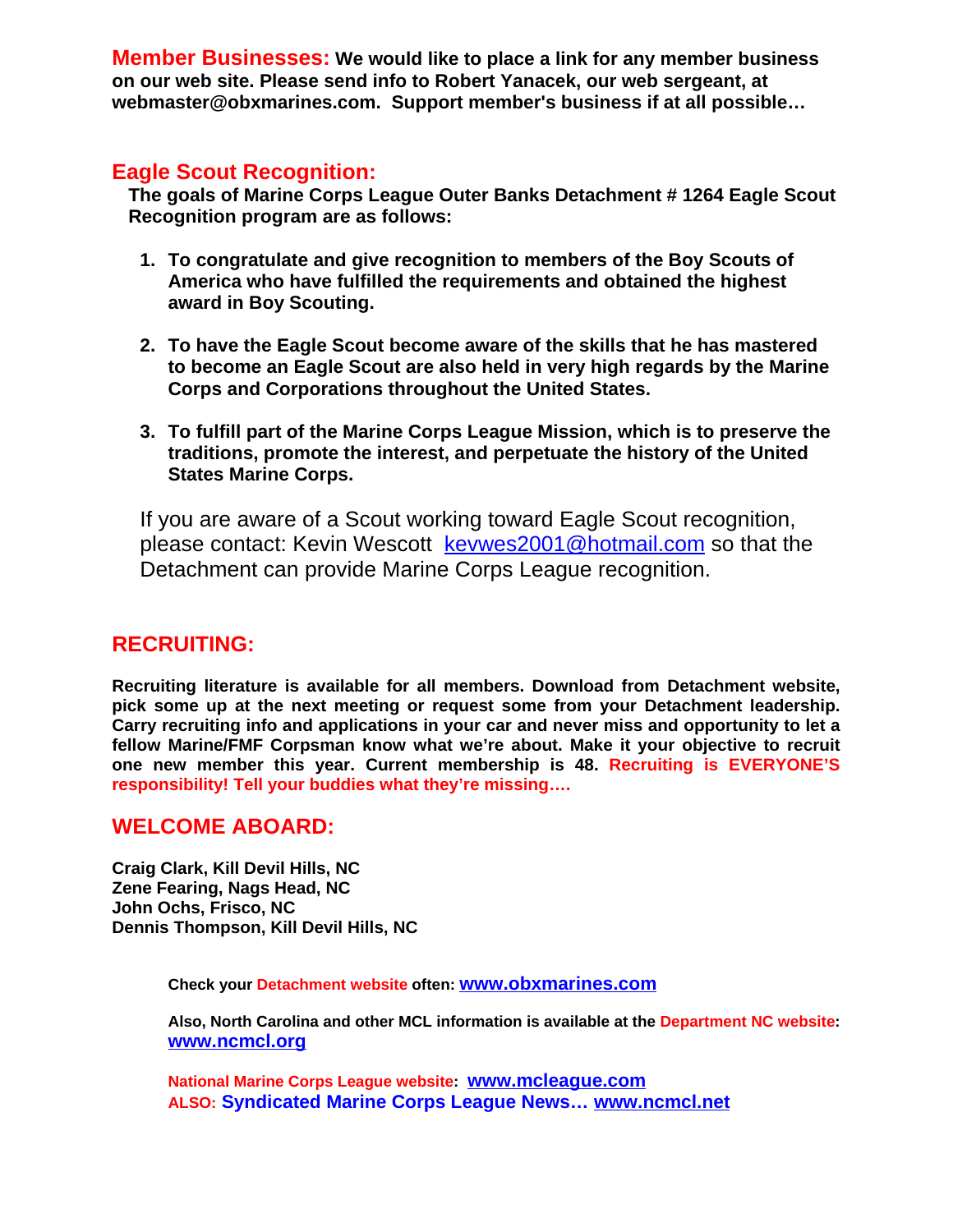**Member Businesses:** **We would like to place a link for any member business on our web site. Please send info to Robert Yanacek, our web sergeant, at webmaster@obxmarines.com. Support member's business if at all possible…**

## Eagle Scout Recognition:

**The goals of Marine Corps League Outer Banks Detachment # 1264 Eagle Scout Recognition program are as follows:**

1. **To congratulate and give recognition to members of the Boy Scouts of America who have fulfilled the requirements and obtained the highest award in Boy Scouting.**

2. **To have the Eagle Scout become aware of the skills that he has mastered to become an Eagle Scout are also held in very high regards by the Marine Corps and Corporations throughout the United States.**

3. **To fulfill part of the Marine Corps League Mission, which is to preserve the traditions, promote the interest, and perpetuate the history of the United States Marine Corps.**

If you are aware of a Scout working toward Eagle Scout recognition, please contact: Kevin Wescott kevwes2001@hotmail.com so that the Detachment can provide Marine Corps League recognition.

## RECRUITING:

**Recruiting literature is available for all members. Download from Detachment website, pick some up at the next meeting or request some from your Detachment leadership. Carry recruiting info and applications in your car and never miss and opportunity to let a fellow Marine/FMF Corpsman know what we're about. Make it your objective to recruit one new member this year. Current membership is 48. Recruiting is EVERYONE'S responsibility! Tell your buddies what they're missing….**

## WELCOME ABOARD:

**Craig Clark, Kill Devil Hills, NC**
**Zene Fearing, Nags Head, NC**
**John Ochs, Frisco, NC**
**Dennis Thompson, Kill Devil Hills, NC**

**Check your Detachment website often: www.obxmarines.com**

**Also, North Carolina and other MCL information is available at the Department NC website: www.ncmcl.org**

**National Marine Corps League website: www.mcleague.com**
**ALSO: Syndicated Marine Corps League News… www.ncmcl.net**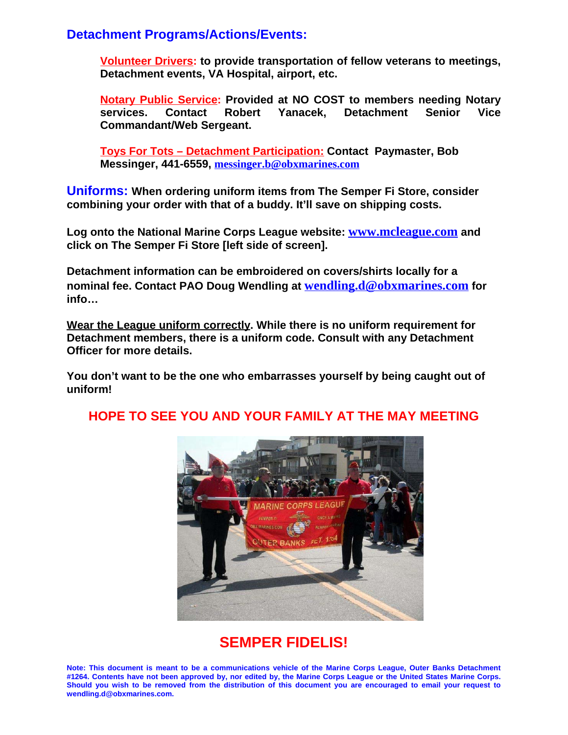## Detachment Programs/Actions/Events:

**Volunteer Drivers: to provide transportation of fellow veterans to meetings, Detachment events, VA Hospital, airport, etc.**

**Notary Public Service: Provided at NO COST to members needing Notary services. Contact Robert Yanacek, Detachment Senior Vice Commandant/Web Sergeant.**

**Toys For Tots – Detachment Participation: Contact Paymaster, Bob Messinger, 441-6559, messinger.b@obxmarines.com**

**Uniforms: When ordering uniform items from The Semper Fi Store, consider combining your order with that of a buddy. It'll save on shipping costs.**

**Log onto the National Marine Corps League website: www.mcleague.com and click on The Semper Fi Store [left side of screen].**

**Detachment information can be embroidered on covers/shirts locally for a nominal fee. Contact PAO Doug Wendling at wendling.d@obxmarines.com for info…**

**Wear the League uniform correctly. While there is no uniform requirement for Detachment members, there is a uniform code. Consult with any Detachment Officer for more details.**

**You don't want to be the one who embarrasses yourself by being caught out of uniform!**

## HOPE TO SEE YOU AND YOUR FAMILY AT THE MAY MEETING

## SEMPER FIDELIS!

**Note: This document is meant to be a communications vehicle of the Marine Corps League, Outer Banks Detachment #1264. Contents have not been approved by, nor edited by, the Marine Corps League or the United States Marine Corps. Should you wish to be removed from the distribution of this document you are encouraged to email your request to wendling.d@obxmarines.com.**